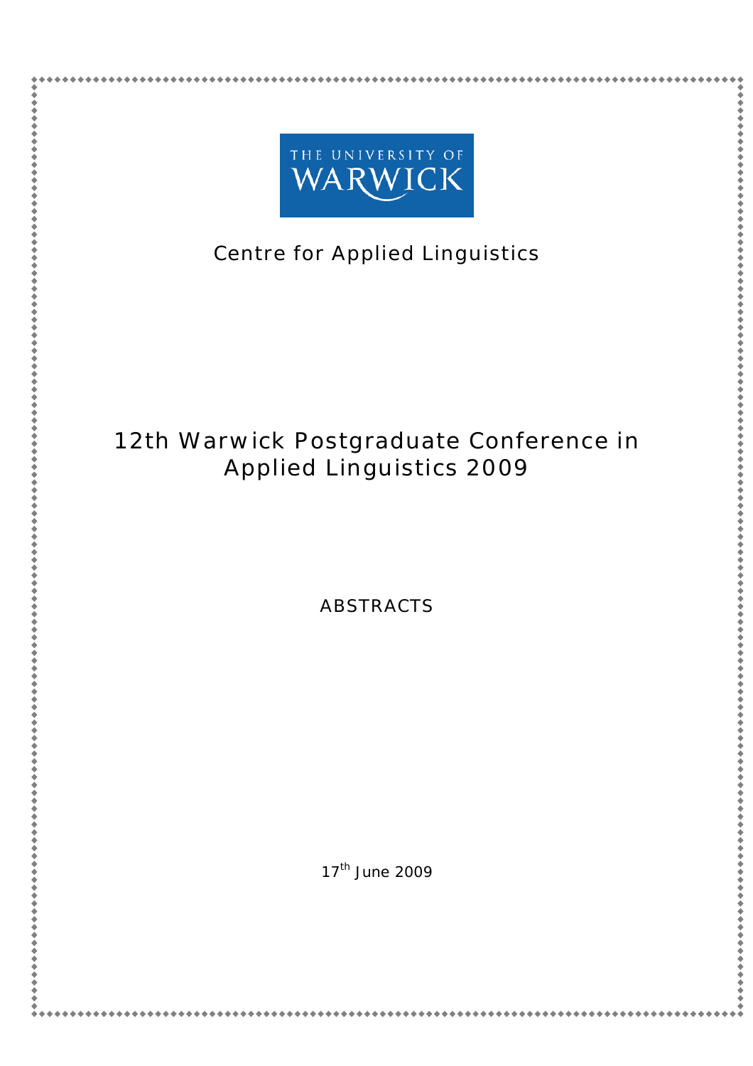THE UNIVERSITY OF WARWICK

Centre for Applied Linguistics

# 12th Warwick Postgraduate Conference in Applied Linguistics 2009

ABSTRACTS

17th June 2009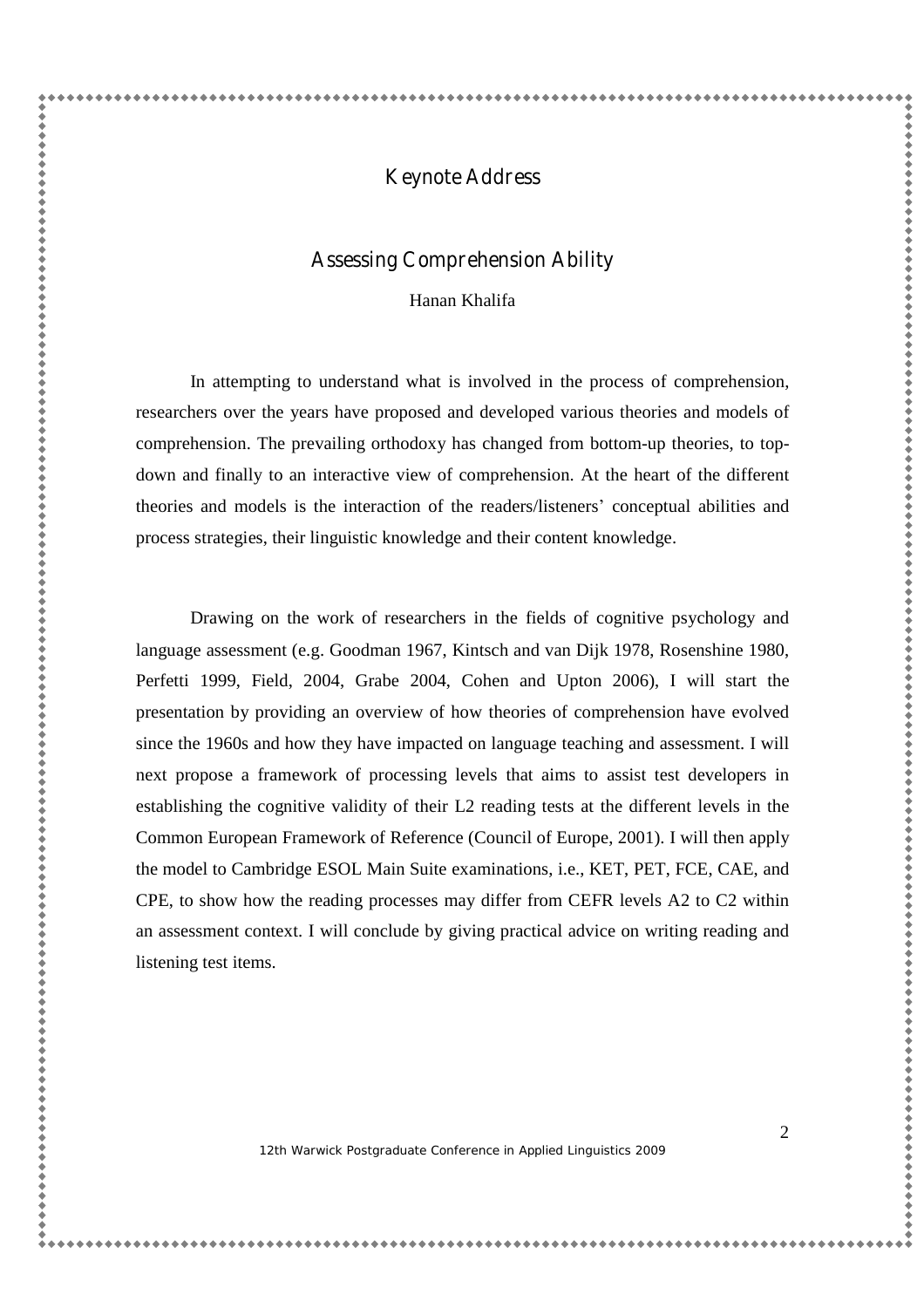# Keynote Address

## Assessing Comprehension Ability

Hanan Khalifa

In attempting to understand what is involved in the process of comprehension, researchers over the years have proposed and developed various theories and models of comprehension. The prevailing orthodoxy has changed from bottom-up theories, to top-down and finally to an interactive view of comprehension. At the heart of the different theories and models is the interaction of the readers/listeners' conceptual abilities and process strategies, their linguistic knowledge and their content knowledge.

Drawing on the work of researchers in the fields of cognitive psychology and language assessment (e.g. Goodman 1967, Kintsch and van Dijk 1978, Rosenshine 1980, Perfetti 1999, Field, 2004, Grabe 2004, Cohen and Upton 2006), I will start the presentation by providing an overview of how theories of comprehension have evolved since the 1960s and how they have impacted on language teaching and assessment. I will next propose a framework of processing levels that aims to assist test developers in establishing the cognitive validity of their L2 reading tests at the different levels in the Common European Framework of Reference (Council of Europe, 2001). I will then apply the model to Cambridge ESOL Main Suite examinations, i.e., KET, PET, FCE, CAE, and CPE, to show how the reading processes may differ from CEFR levels A2 to C2 within an assessment context. I will conclude by giving practical advice on writing reading and listening test items.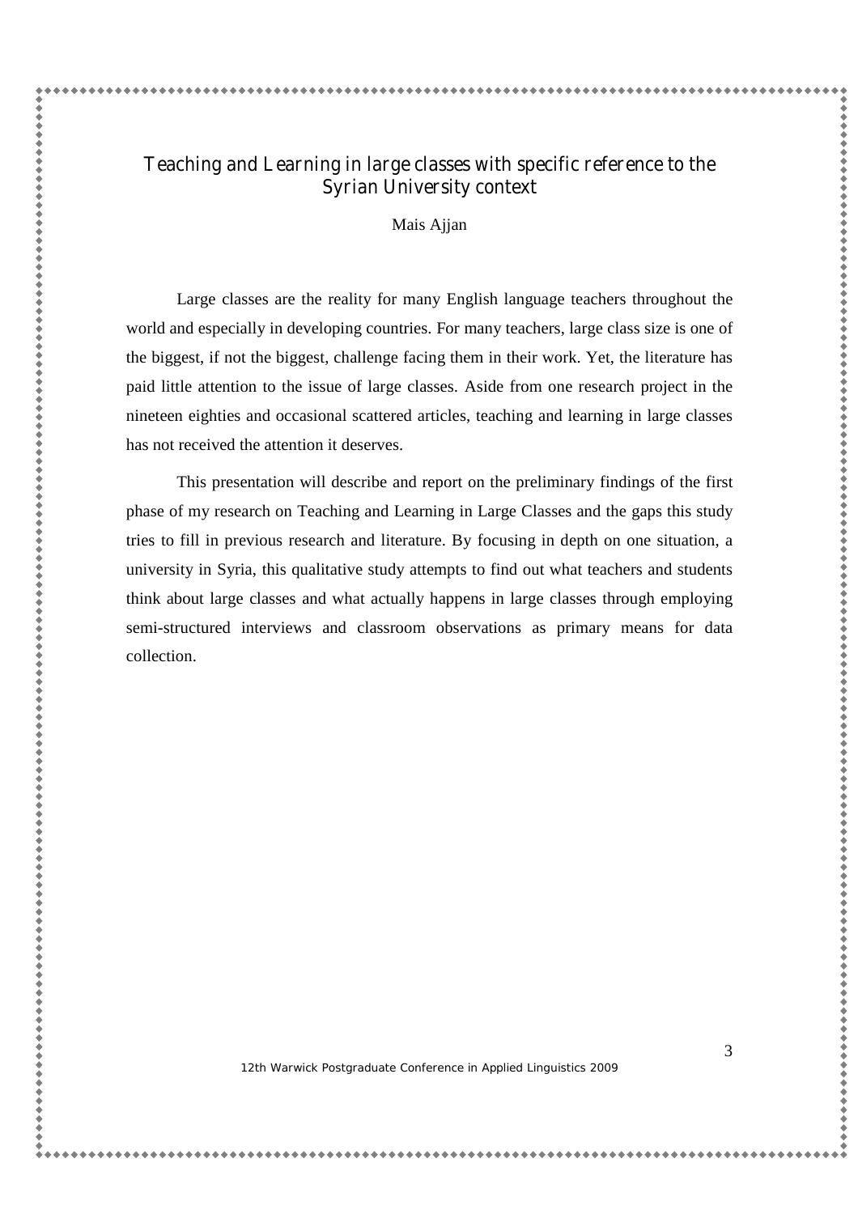# Teaching and Learning in large classes with specific reference to the Syrian University context

Mais Ajjan

Large classes are the reality for many English language teachers throughout the world and especially in developing countries. For many teachers, large class size is one of the biggest, if not the biggest, challenge facing them in their work. Yet, the literature has paid little attention to the issue of large classes. Aside from one research project in the nineteen eighties and occasional scattered articles, teaching and learning in large classes has not received the attention it deserves.

This presentation will describe and report on the preliminary findings of the first phase of my research on Teaching and Learning in Large Classes and the gaps this study tries to fill in previous research and literature. By focusing in depth on one situation, a university in Syria, this qualitative study attempts to find out what teachers and students think about large classes and what actually happens in large classes through employing semi-structured interviews and classroom observations as primary means for data collection.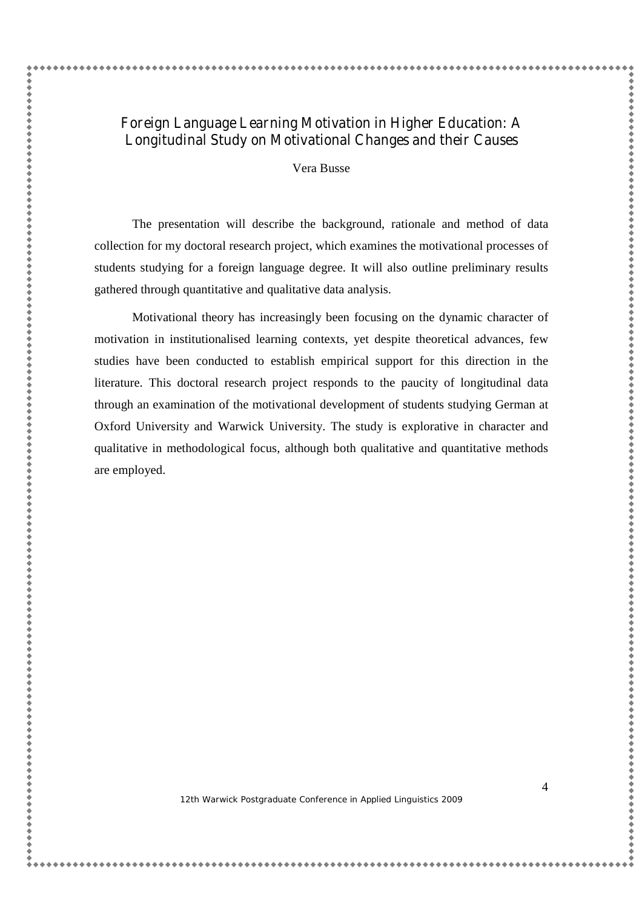# Foreign Language Learning Motivation in Higher Education: A Longitudinal Study on Motivational Changes and their Causes

Vera Busse

The presentation will describe the background, rationale and method of data collection for my doctoral research project, which examines the motivational processes of students studying for a foreign language degree. It will also outline preliminary results gathered through quantitative and qualitative data analysis.

Motivational theory has increasingly been focusing on the dynamic character of motivation in institutionalised learning contexts, yet despite theoretical advances, few studies have been conducted to establish empirical support for this direction in the literature. This doctoral research project responds to the paucity of longitudinal data through an examination of the motivational development of students studying German at Oxford University and Warwick University. The study is explorative in character and qualitative in methodological focus, although both qualitative and quantitative methods are employed.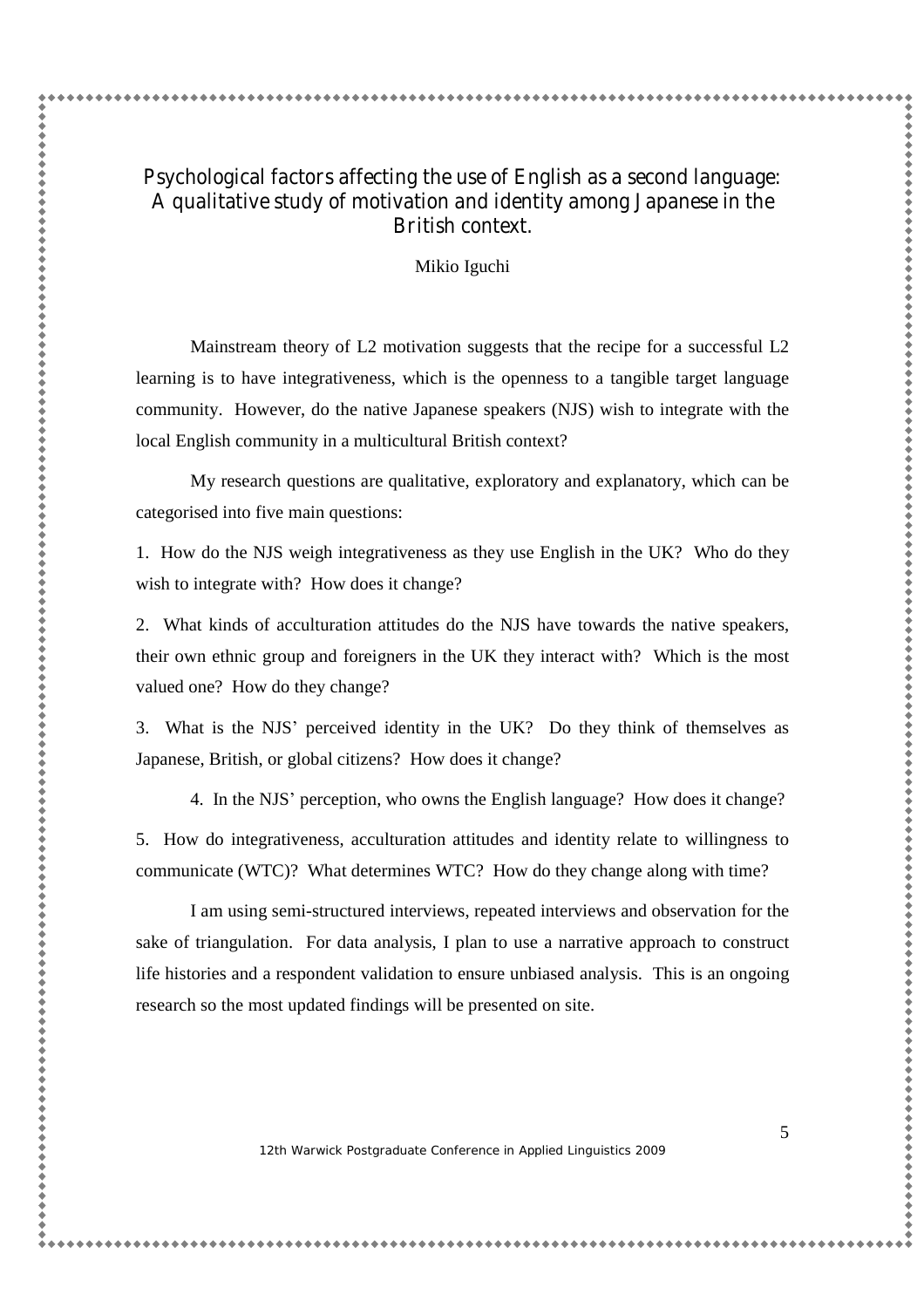## Psychological factors affecting the use of English as a second language: A qualitative study of motivation and identity among Japanese in the British context.

Mikio Iguchi

Mainstream theory of L2 motivation suggests that the recipe for a successful L2 learning is to have integrativeness, which is the openness to a tangible target language community. However, do the native Japanese speakers (NJS) wish to integrate with the local English community in a multicultural British context?

My research questions are qualitative, exploratory and explanatory, which can be categorised into five main questions:

1. How do the NJS weigh integrativeness as they use English in the UK? Who do they wish to integrate with? How does it change?

2. What kinds of acculturation attitudes do the NJS have towards the native speakers, their own ethnic group and foreigners in the UK they interact with? Which is the most valued one? How do they change?

3. What is the NJS' perceived identity in the UK? Do they think of themselves as Japanese, British, or global citizens? How does it change?

4. In the NJS' perception, who owns the English language? How does it change?

5. How do integrativeness, acculturation attitudes and identity relate to willingness to communicate (WTC)? What determines WTC? How do they change along with time?

I am using semi-structured interviews, repeated interviews and observation for the sake of triangulation. For data analysis, I plan to use a narrative approach to construct life histories and a respondent validation to ensure unbiased analysis. This is an ongoing research so the most updated findings will be presented on site.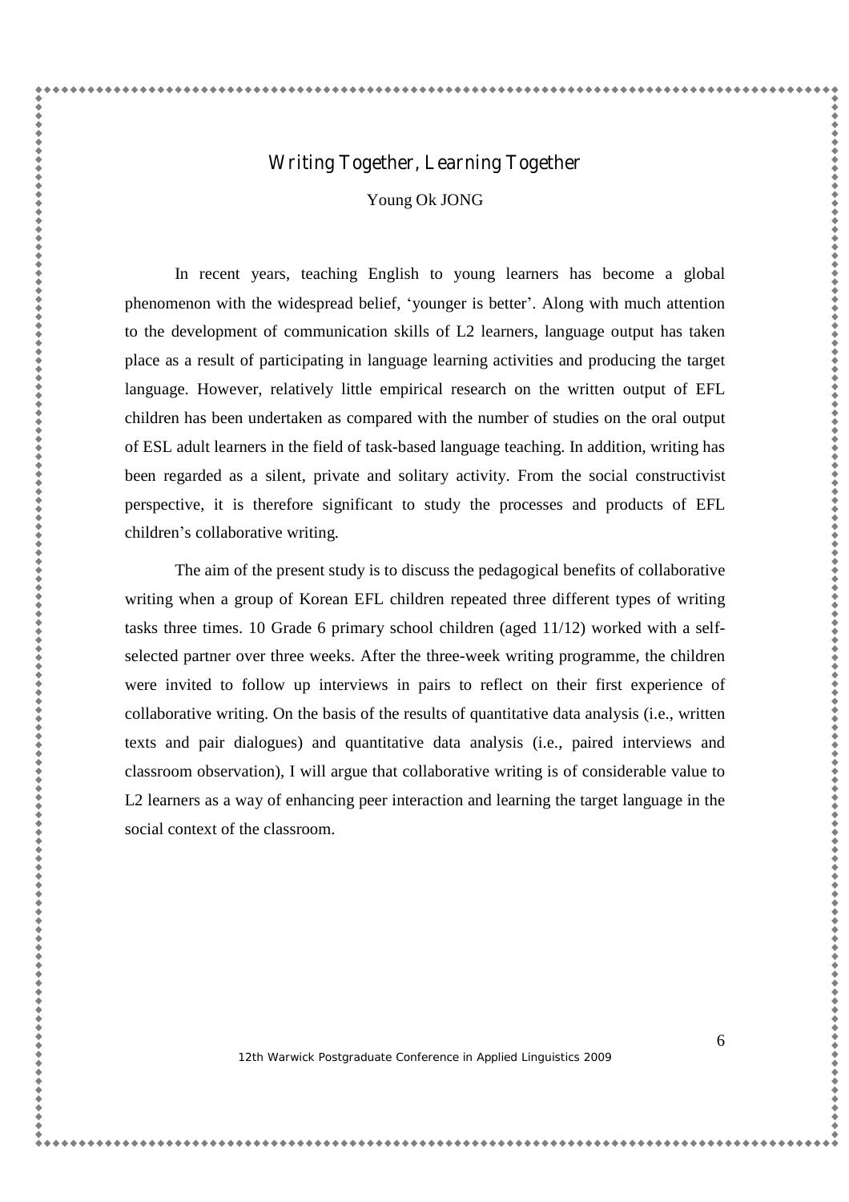# Writing Together, Learning Together

Young Ok JONG

In recent years, teaching English to young learners has become a global phenomenon with the widespread belief, 'younger is better'. Along with much attention to the development of communication skills of L2 learners, language output has taken place as a result of participating in language learning activities and producing the target language. However, relatively little empirical research on the written output of EFL children has been undertaken as compared with the number of studies on the oral output of ESL adult learners in the field of task-based language teaching. In addition, writing has been regarded as a silent, private and solitary activity. From the social constructivist perspective, it is therefore significant to study the processes and products of EFL children's collaborative writing.

The aim of the present study is to discuss the pedagogical benefits of collaborative writing when a group of Korean EFL children repeated three different types of writing tasks three times. 10 Grade 6 primary school children (aged 11/12) worked with a self-selected partner over three weeks. After the three-week writing programme, the children were invited to follow up interviews in pairs to reflect on their first experience of collaborative writing. On the basis of the results of quantitative data analysis (i.e., written texts and pair dialogues) and quantitative data analysis (i.e., paired interviews and classroom observation), I will argue that collaborative writing is of considerable value to L2 learners as a way of enhancing peer interaction and learning the target language in the social context of the classroom.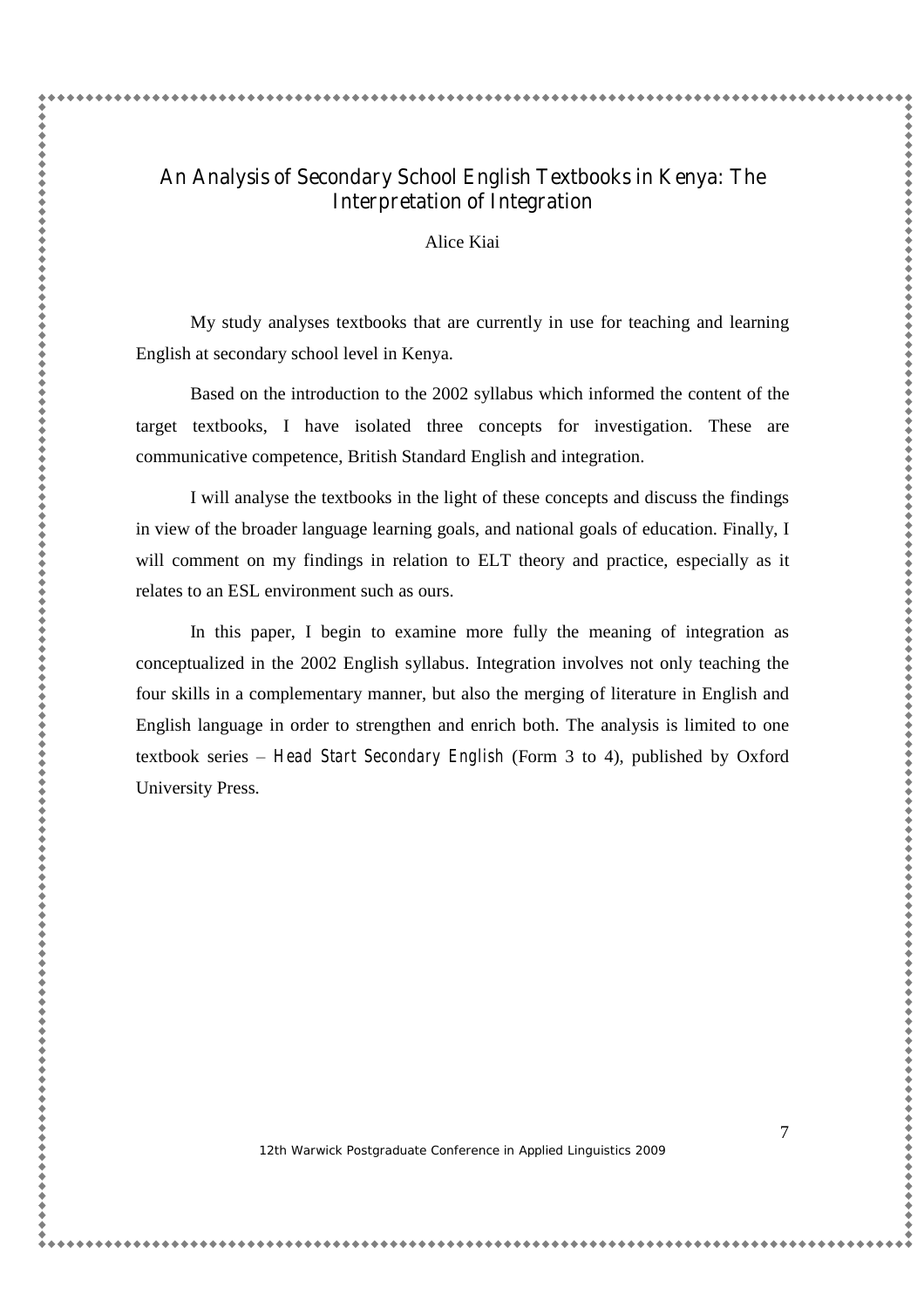# An Analysis of Secondary School English Textbooks in Kenya: The Interpretation of Integration

Alice Kiai

My study analyses textbooks that are currently in use for teaching and learning English at secondary school level in Kenya.

Based on the introduction to the 2002 syllabus which informed the content of the target textbooks, I have isolated three concepts for investigation. These are communicative competence, British Standard English and integration.

I will analyse the textbooks in the light of these concepts and discuss the findings in view of the broader language learning goals, and national goals of education. Finally, I will comment on my findings in relation to ELT theory and practice, especially as it relates to an ESL environment such as ours.

In this paper, I begin to examine more fully the meaning of integration as conceptualized in the 2002 English syllabus. Integration involves not only teaching the four skills in a complementary manner, but also the merging of literature in English and English language in order to strengthen and enrich both. The analysis is limited to one textbook series – *Head Start Secondary English* (Form 3 to 4), published by Oxford University Press.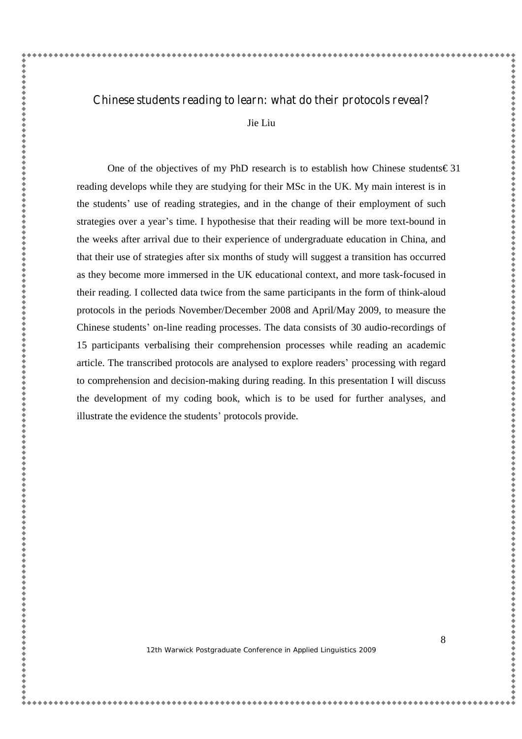## Chinese students reading to learn: what do their protocols reveal?

Jie Liu

One of the objectives of my PhD research is to establish how Chinese students€31 reading develops while they are studying for their MSc in the UK. My main interest is in the students' use of reading strategies, and in the change of their employment of such strategies over a year's time. I hypothesise that their reading will be more text-bound in the weeks after arrival due to their experience of undergraduate education in China, and that their use of strategies after six months of study will suggest a transition has occurred as they become more immersed in the UK educational context, and more task-focused in their reading. I collected data twice from the same participants in the form of think-aloud protocols in the periods November/December 2008 and April/May 2009, to measure the Chinese students' on-line reading processes. The data consists of 30 audio-recordings of 15 participants verbalising their comprehension processes while reading an academic article. The transcribed protocols are analysed to explore readers' processing with regard to comprehension and decision-making during reading. In this presentation I will discuss the development of my coding book, which is to be used for further analyses, and illustrate the evidence the students' protocols provide.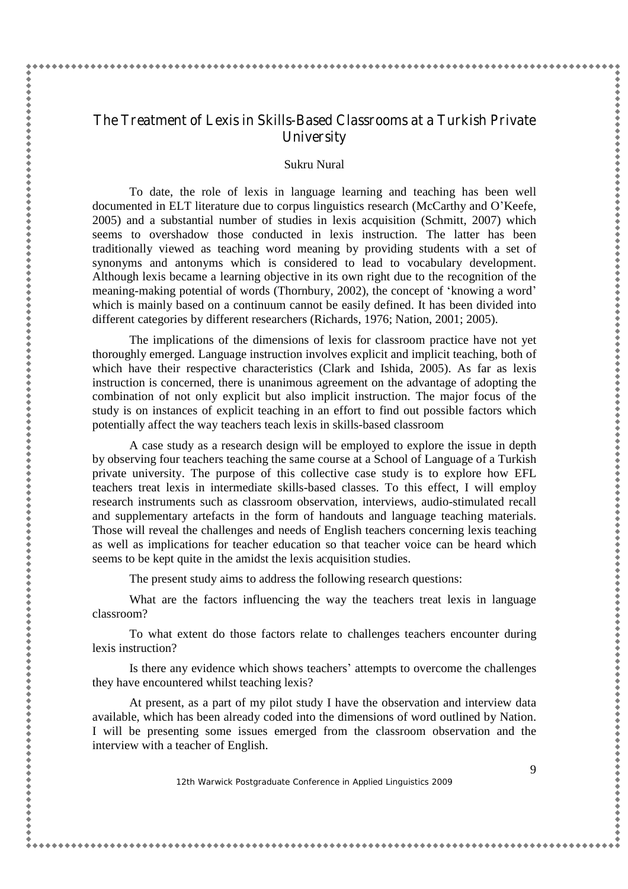# The Treatment of Lexis in Skills-Based Classrooms at a Turkish Private University

Sukru Nural

To date, the role of lexis in language learning and teaching has been well documented in ELT literature due to corpus linguistics research (McCarthy and O'Keefe, 2005) and a substantial number of studies in lexis acquisition (Schmitt, 2007) which seems to overshadow those conducted in lexis instruction. The latter has been traditionally viewed as teaching word meaning by providing students with a set of synonyms and antonyms which is considered to lead to vocabulary development. Although lexis became a learning objective in its own right due to the recognition of the meaning-making potential of words (Thornbury, 2002), the concept of 'knowing a word' which is mainly based on a continuum cannot be easily defined. It has been divided into different categories by different researchers (Richards, 1976; Nation, 2001; 2005).

The implications of the dimensions of lexis for classroom practice have not yet thoroughly emerged. Language instruction involves explicit and implicit teaching, both of which have their respective characteristics (Clark and Ishida, 2005). As far as lexis instruction is concerned, there is unanimous agreement on the advantage of adopting the combination of not only explicit but also implicit instruction. The major focus of the study is on instances of explicit teaching in an effort to find out possible factors which potentially affect the way teachers teach lexis in skills-based classroom

A case study as a research design will be employed to explore the issue in depth by observing four teachers teaching the same course at a School of Language of a Turkish private university. The purpose of this collective case study is to explore how EFL teachers treat lexis in intermediate skills-based classes. To this effect, I will employ research instruments such as classroom observation, interviews, audio-stimulated recall and supplementary artefacts in the form of handouts and language teaching materials. Those will reveal the challenges and needs of English teachers concerning lexis teaching as well as implications for teacher education so that teacher voice can be heard which seems to be kept quite in the amidst the lexis acquisition studies.

The present study aims to address the following research questions:

What are the factors influencing the way the teachers treat lexis in language classroom?

To what extent do those factors relate to challenges teachers encounter during lexis instruction?

Is there any evidence which shows teachers' attempts to overcome the challenges they have encountered whilst teaching lexis?

At present, as a part of my pilot study I have the observation and interview data available, which has been already coded into the dimensions of word outlined by Nation. I will be presenting some issues emerged from the classroom observation and the interview with a teacher of English.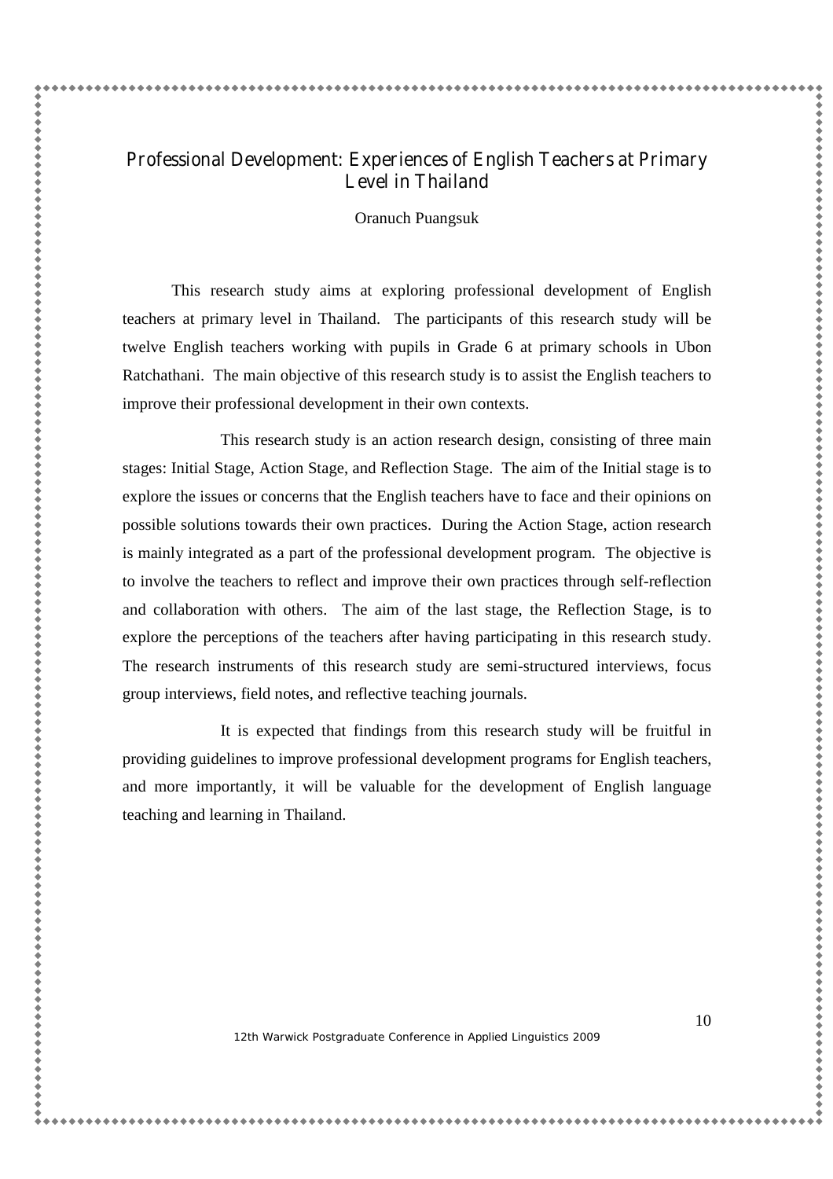# Professional Development: Experiences of English Teachers at Primary Level in Thailand

Oranuch Puangsuk

This research study aims at exploring professional development of English teachers at primary level in Thailand. The participants of this research study will be twelve English teachers working with pupils in Grade 6 at primary schools in Ubon Ratchathani. The main objective of this research study is to assist the English teachers to improve their professional development in their own contexts.

This research study is an action research design, consisting of three main stages: Initial Stage, Action Stage, and Reflection Stage. The aim of the Initial stage is to explore the issues or concerns that the English teachers have to face and their opinions on possible solutions towards their own practices. During the Action Stage, action research is mainly integrated as a part of the professional development program. The objective is to involve the teachers to reflect and improve their own practices through self-reflection and collaboration with others. The aim of the last stage, the Reflection Stage, is to explore the perceptions of the teachers after having participating in this research study. The research instruments of this research study are semi-structured interviews, focus group interviews, field notes, and reflective teaching journals.

It is expected that findings from this research study will be fruitful in providing guidelines to improve professional development programs for English teachers, and more importantly, it will be valuable for the development of English language teaching and learning in Thailand.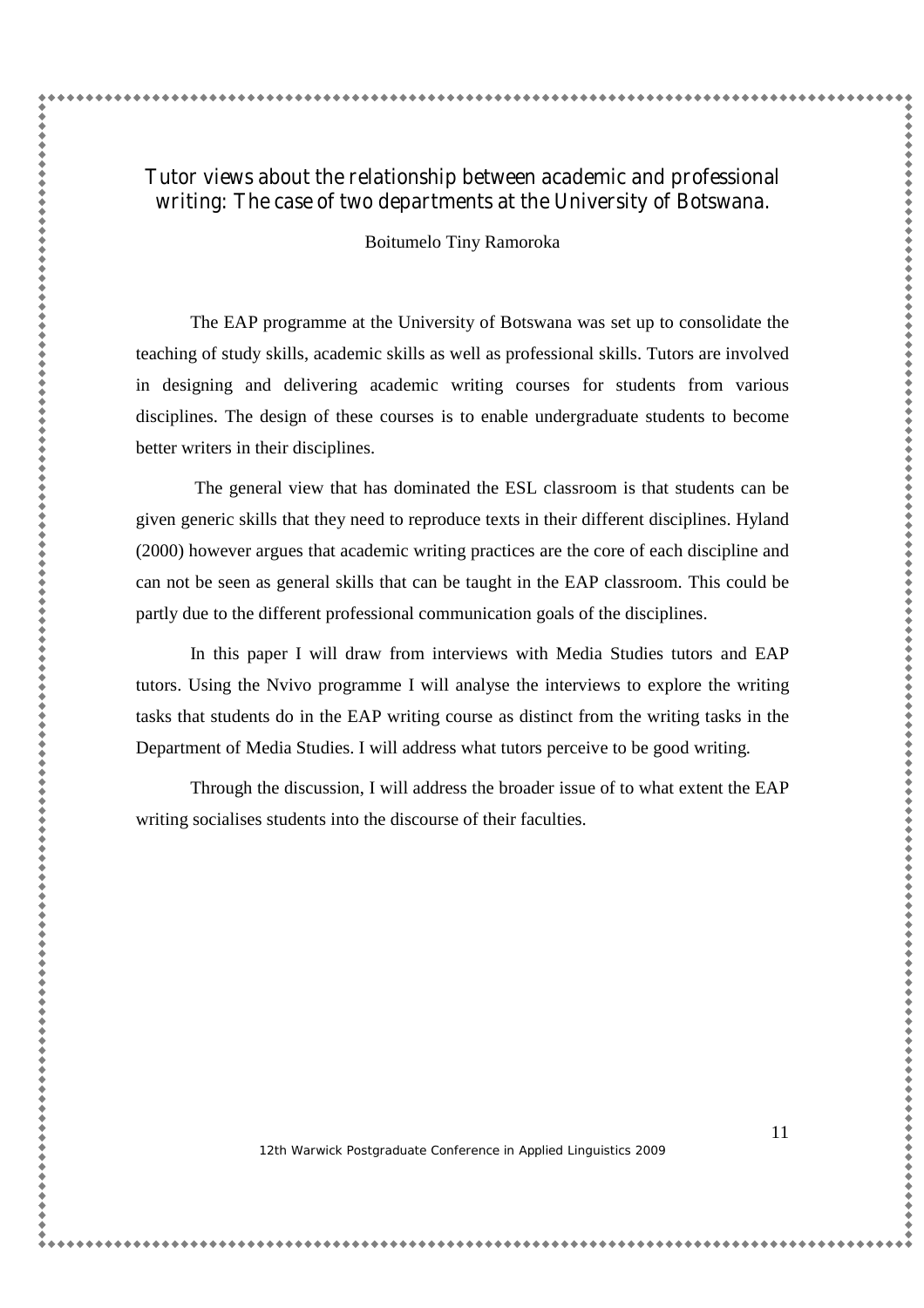# Tutor views about the relationship between academic and professional writing: The case of two departments at the University of Botswana.

Boitumelo Tiny Ramoroka

The EAP programme at the University of Botswana was set up to consolidate the teaching of study skills, academic skills as well as professional skills. Tutors are involved in designing and delivering academic writing courses for students from various disciplines. The design of these courses is to enable undergraduate students to become better writers in their disciplines.

The general view that has dominated the ESL classroom is that students can be given generic skills that they need to reproduce texts in their different disciplines. Hyland (2000) however argues that academic writing practices are the core of each discipline and can not be seen as general skills that can be taught in the EAP classroom. This could be partly due to the different professional communication goals of the disciplines.

In this paper I will draw from interviews with Media Studies tutors and EAP tutors. Using the Nvivo programme I will analyse the interviews to explore the writing tasks that students do in the EAP writing course as distinct from the writing tasks in the Department of Media Studies. I will address what tutors perceive to be good writing.

Through the discussion, I will address the broader issue of to what extent the EAP writing socialises students into the discourse of their faculties.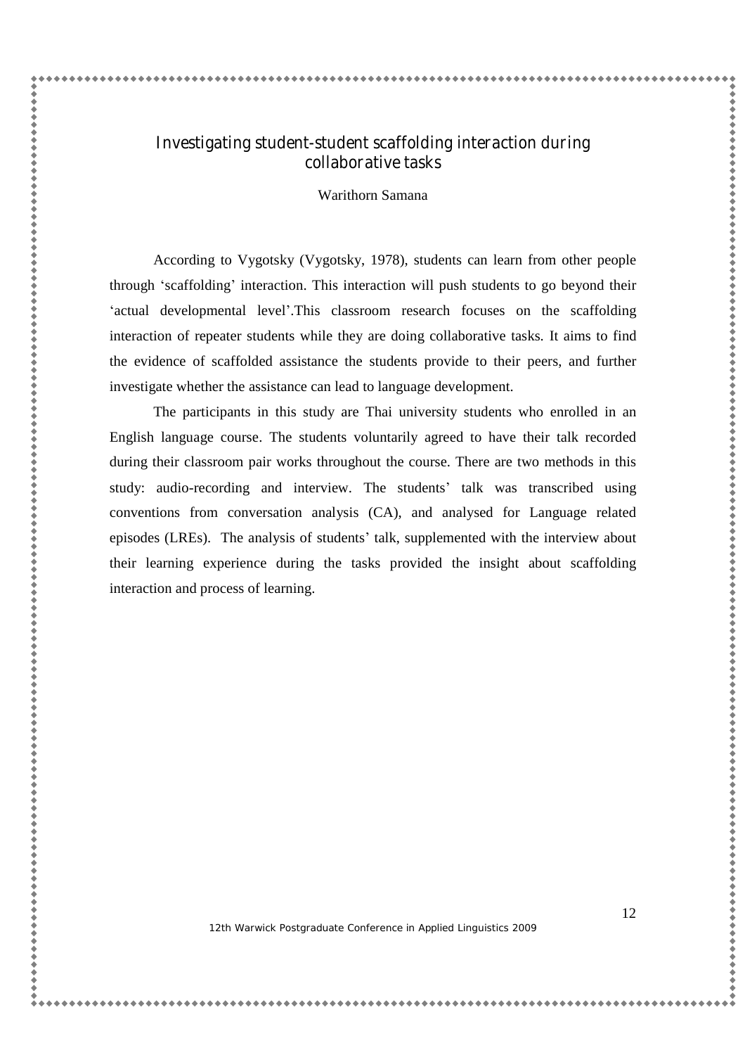# Investigating student-student scaffolding interaction during collaborative tasks

Warithorn Samana

According to Vygotsky (Vygotsky, 1978), students can learn from other people through 'scaffolding' interaction. This interaction will push students to go beyond their 'actual developmental level'.This classroom research focuses on the scaffolding interaction of repeater students while they are doing collaborative tasks. It aims to find the evidence of scaffolded assistance the students provide to their peers, and further investigate whether the assistance can lead to language development.

The participants in this study are Thai university students who enrolled in an English language course. The students voluntarily agreed to have their talk recorded during their classroom pair works throughout the course. There are two methods in this study: audio-recording and interview. The students' talk was transcribed using conventions from conversation analysis (CA), and analysed for Language related episodes (LREs). The analysis of students' talk, supplemented with the interview about their learning experience during the tasks provided the insight about scaffolding interaction and process of learning.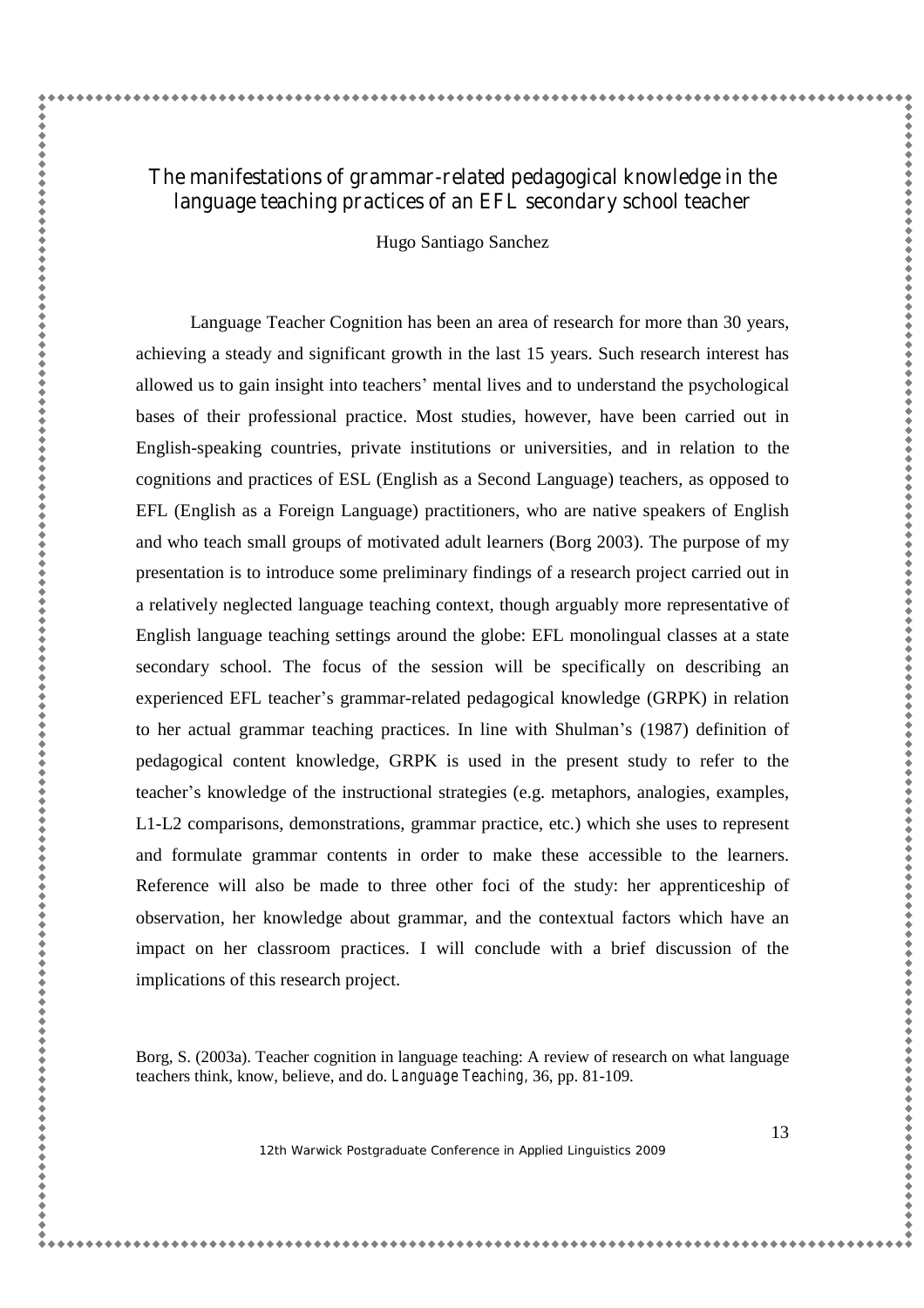# The manifestations of grammar-related pedagogical knowledge in the language teaching practices of an EFL secondary school teacher

Hugo Santiago Sanchez

Language Teacher Cognition has been an area of research for more than 30 years, achieving a steady and significant growth in the last 15 years. Such research interest has allowed us to gain insight into teachers' mental lives and to understand the psychological bases of their professional practice. Most studies, however, have been carried out in English-speaking countries, private institutions or universities, and in relation to the cognitions and practices of ESL (English as a Second Language) teachers, as opposed to EFL (English as a Foreign Language) practitioners, who are native speakers of English and who teach small groups of motivated adult learners (Borg 2003). The purpose of my presentation is to introduce some preliminary findings of a research project carried out in a relatively neglected language teaching context, though arguably more representative of English language teaching settings around the globe: EFL monolingual classes at a state secondary school. The focus of the session will be specifically on describing an experienced EFL teacher's grammar-related pedagogical knowledge (GRPK) in relation to her actual grammar teaching practices. In line with Shulman's (1987) definition of pedagogical content knowledge, GRPK is used in the present study to refer to the teacher's knowledge of the instructional strategies (e.g. metaphors, analogies, examples, L1-L2 comparisons, demonstrations, grammar practice, etc.) which she uses to represent and formulate grammar contents in order to make these accessible to the learners. Reference will also be made to three other foci of the study: her apprenticeship of observation, her knowledge about grammar, and the contextual factors which have an impact on her classroom practices. I will conclude with a brief discussion of the implications of this research project.

Borg, S. (2003a). Teacher cognition in language teaching: A review of research on what language teachers think, know, believe, and do. *Language Teaching*, 36, pp. 81-109.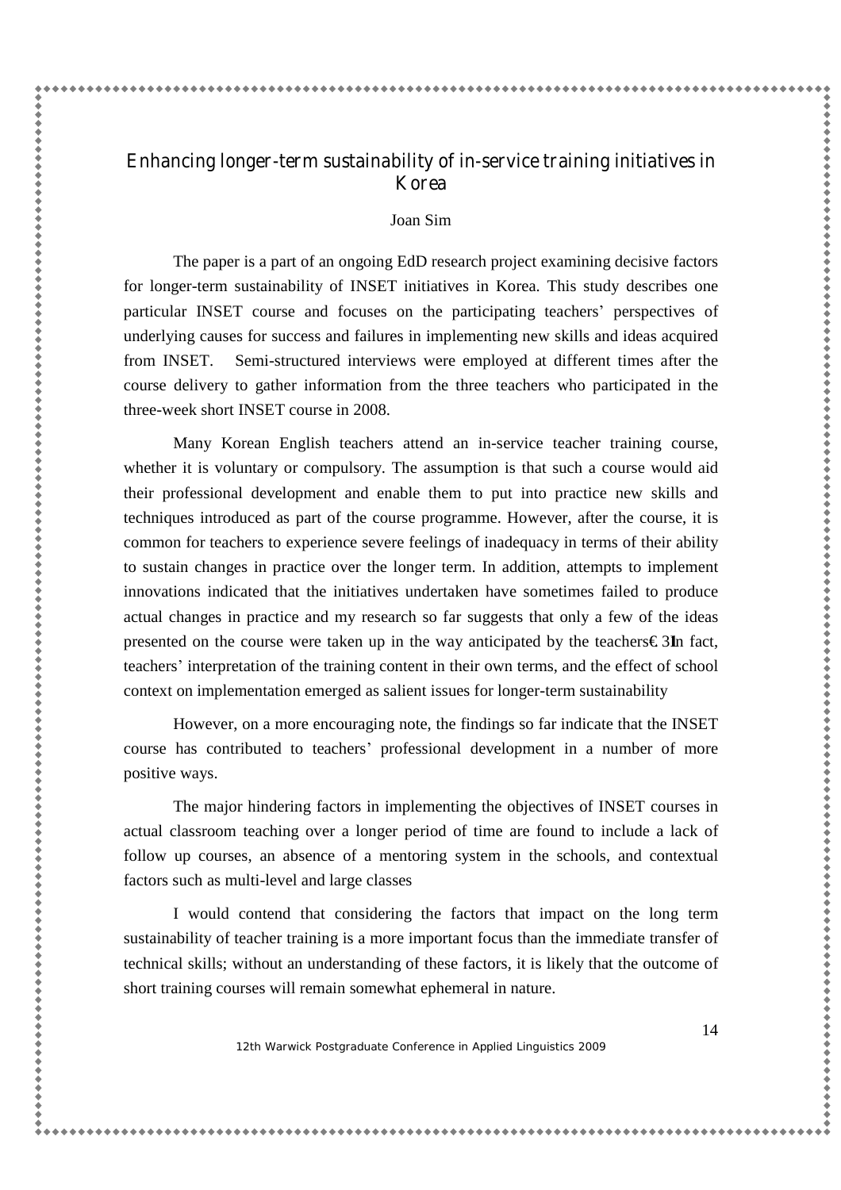# Enhancing longer-term sustainability of in-service training initiatives in Korea

Joan Sim

The paper is a part of an ongoing EdD research project examining decisive factors for longer-term sustainability of INSET initiatives in Korea. This study describes one particular INSET course and focuses on the participating teachers' perspectives of underlying causes for success and failures in implementing new skills and ideas acquired from INSET. Semi-structured interviews were employed at different times after the course delivery to gather information from the three teachers who participated in the three-week short INSET course in 2008.

Many Korean English teachers attend an in-service teacher training course, whether it is voluntary or compulsory. The assumption is that such a course would aid their professional development and enable them to put into practice new skills and techniques introduced as part of the course programme. However, after the course, it is common for teachers to experience severe feelings of inadequacy in terms of their ability to sustain changes in practice over the longer term. In addition, attempts to implement innovations indicated that the initiatives undertaken have sometimes failed to produce actual changes in practice and my research so far suggests that only a few of the ideas presented on the course were taken up in the way anticipated by the teachers€ 3In fact, teachers' interpretation of the training content in their own terms, and the effect of school context on implementation emerged as salient issues for longer-term sustainability

However, on a more encouraging note, the findings so far indicate that the INSET course has contributed to teachers' professional development in a number of more positive ways.

The major hindering factors in implementing the objectives of INSET courses in actual classroom teaching over a longer period of time are found to include a lack of follow up courses, an absence of a mentoring system in the schools, and contextual factors such as multi-level and large classes

I would contend that considering the factors that impact on the long term sustainability of teacher training is a more important focus than the immediate transfer of technical skills; without an understanding of these factors, it is likely that the outcome of short training courses will remain somewhat ephemeral in nature.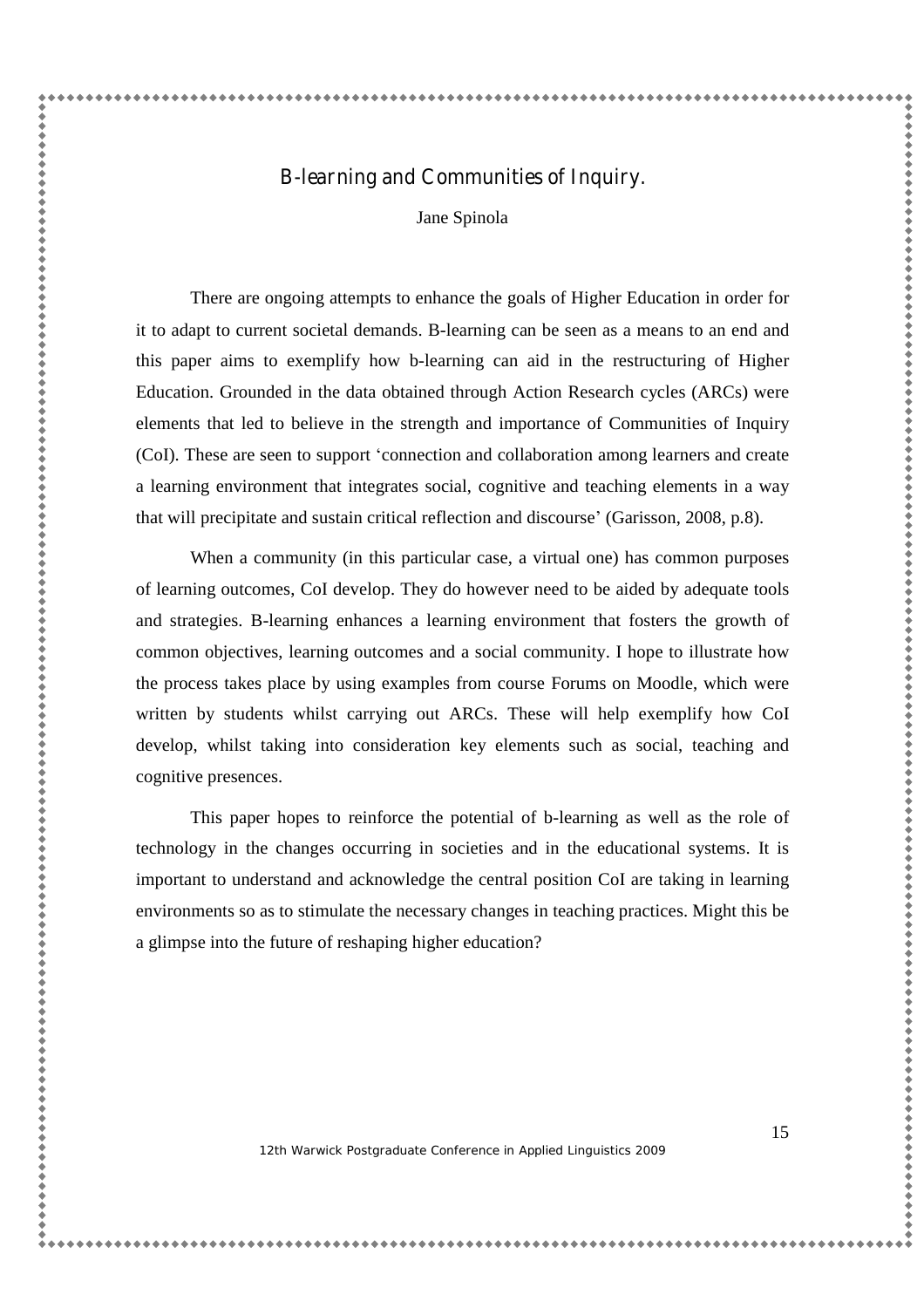# B-learning and Communities of Inquiry.

Jane Spinola

There are ongoing attempts to enhance the goals of Higher Education in order for it to adapt to current societal demands. B-learning can be seen as a means to an end and this paper aims to exemplify how b-learning can aid in the restructuring of Higher Education. Grounded in the data obtained through Action Research cycles (ARCs) were elements that led to believe in the strength and importance of Communities of Inquiry (CoI). These are seen to support 'connection and collaboration among learners and create a learning environment that integrates social, cognitive and teaching elements in a way that will precipitate and sustain critical reflection and discourse' (Garisson, 2008, p.8).

When a community (in this particular case, a virtual one) has common purposes of learning outcomes, CoI develop. They do however need to be aided by adequate tools and strategies. B-learning enhances a learning environment that fosters the growth of common objectives, learning outcomes and a social community. I hope to illustrate how the process takes place by using examples from course Forums on Moodle, which were written by students whilst carrying out ARCs. These will help exemplify how CoI develop, whilst taking into consideration key elements such as social, teaching and cognitive presences.

This paper hopes to reinforce the potential of b-learning as well as the role of technology in the changes occurring in societies and in the educational systems. It is important to understand and acknowledge the central position CoI are taking in learning environments so as to stimulate the necessary changes in teaching practices. Might this be a glimpse into the future of reshaping higher education?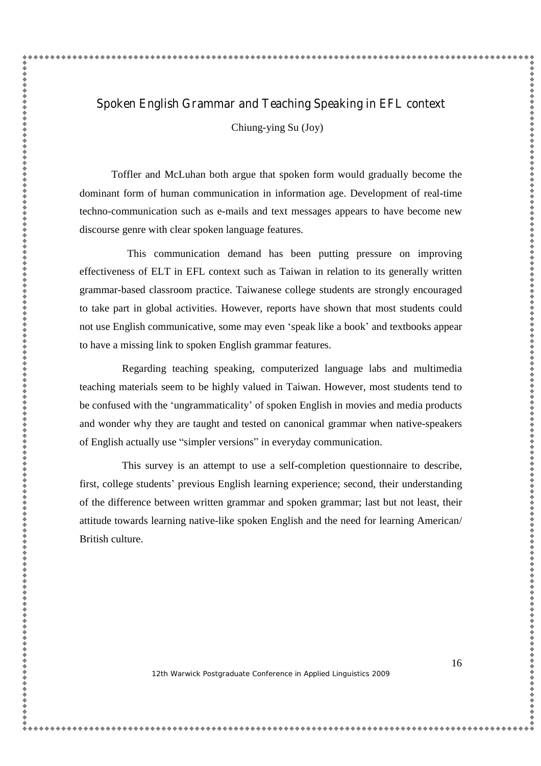# Spoken English Grammar and Teaching Speaking in EFL context

Chiung-ying Su (Joy)

Toffler and McLuhan both argue that spoken form would gradually become the dominant form of human communication in information age. Development of real-time techno-communication such as e-mails and text messages appears to have become new discourse genre with clear spoken language features.

This communication demand has been putting pressure on improving effectiveness of ELT in EFL context such as Taiwan in relation to its generally written grammar-based classroom practice. Taiwanese college students are strongly encouraged to take part in global activities. However, reports have shown that most students could not use English communicative, some may even 'speak like a book' and textbooks appear to have a missing link to spoken English grammar features.

Regarding teaching speaking, computerized language labs and multimedia teaching materials seem to be highly valued in Taiwan. However, most students tend to be confused with the 'ungrammaticality' of spoken English in movies and media products and wonder why they are taught and tested on canonical grammar when native-speakers of English actually use "simpler versions" in everyday communication.

This survey is an attempt to use a self-completion questionnaire to describe, first, college students' previous English learning experience; second, their understanding of the difference between written grammar and spoken grammar; last but not least, their attitude towards learning native-like spoken English and the need for learning American/ British culture.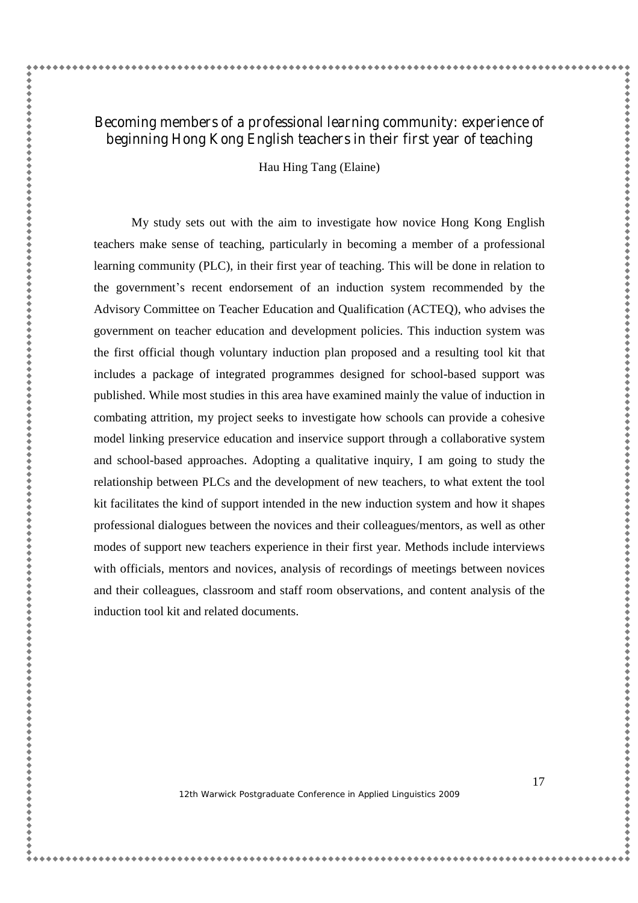# Becoming members of a professional learning community: experience of beginning Hong Kong English teachers in their first year of teaching

Hau Hing Tang (Elaine)

My study sets out with the aim to investigate how novice Hong Kong English teachers make sense of teaching, particularly in becoming a member of a professional learning community (PLC), in their first year of teaching. This will be done in relation to the government's recent endorsement of an induction system recommended by the Advisory Committee on Teacher Education and Qualification (ACTEQ), who advises the government on teacher education and development policies. This induction system was the first official though voluntary induction plan proposed and a resulting tool kit that includes a package of integrated programmes designed for school-based support was published. While most studies in this area have examined mainly the value of induction in combating attrition, my project seeks to investigate how schools can provide a cohesive model linking preservice education and inservice support through a collaborative system and school-based approaches. Adopting a qualitative inquiry, I am going to study the relationship between PLCs and the development of new teachers, to what extent the tool kit facilitates the kind of support intended in the new induction system and how it shapes professional dialogues between the novices and their colleagues/mentors, as well as other modes of support new teachers experience in their first year. Methods include interviews with officials, mentors and novices, analysis of recordings of meetings between novices and their colleagues, classroom and staff room observations, and content analysis of the induction tool kit and related documents.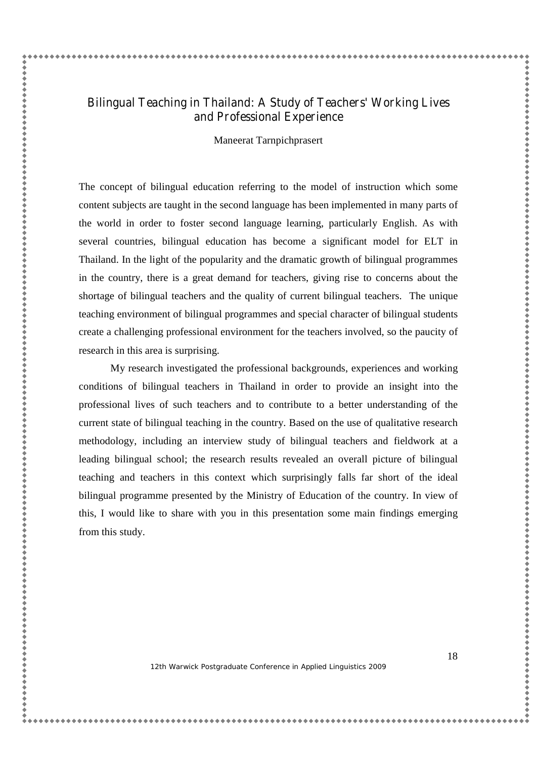# Bilingual Teaching in Thailand: A Study of Teachers' Working Lives and Professional Experience

Maneerat Tarnpichprasert

The concept of bilingual education referring to the model of instruction which some content subjects are taught in the second language has been implemented in many parts of the world in order to foster second language learning, particularly English. As with several countries, bilingual education has become a significant model for ELT in Thailand. In the light of the popularity and the dramatic growth of bilingual programmes in the country, there is a great demand for teachers, giving rise to concerns about the shortage of bilingual teachers and the quality of current bilingual teachers. The unique teaching environment of bilingual programmes and special character of bilingual students create a challenging professional environment for the teachers involved, so the paucity of research in this area is surprising.

My research investigated the professional backgrounds, experiences and working conditions of bilingual teachers in Thailand in order to provide an insight into the professional lives of such teachers and to contribute to a better understanding of the current state of bilingual teaching in the country. Based on the use of qualitative research methodology, including an interview study of bilingual teachers and fieldwork at a leading bilingual school; the research results revealed an overall picture of bilingual teaching and teachers in this context which surprisingly falls far short of the ideal bilingual programme presented by the Ministry of Education of the country. In view of this, I would like to share with you in this presentation some main findings emerging from this study.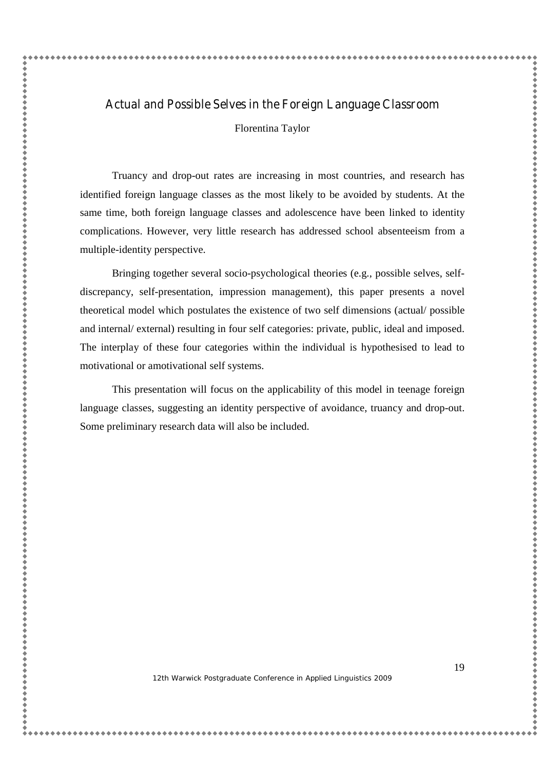# Actual and Possible Selves in the Foreign Language Classroom

Florentina Taylor

Truancy and drop-out rates are increasing in most countries, and research has identified foreign language classes as the most likely to be avoided by students. At the same time, both foreign language classes and adolescence have been linked to identity complications. However, very little research has addressed school absenteeism from a multiple-identity perspective.

Bringing together several socio-psychological theories (e.g., possible selves, self-discrepancy, self-presentation, impression management), this paper presents a novel theoretical model which postulates the existence of two self dimensions (actual/ possible and internal/ external) resulting in four self categories: private, public, ideal and imposed. The interplay of these four categories within the individual is hypothesised to lead to motivational or amotivational self systems.

This presentation will focus on the applicability of this model in teenage foreign language classes, suggesting an identity perspective of avoidance, truancy and drop-out. Some preliminary research data will also be included.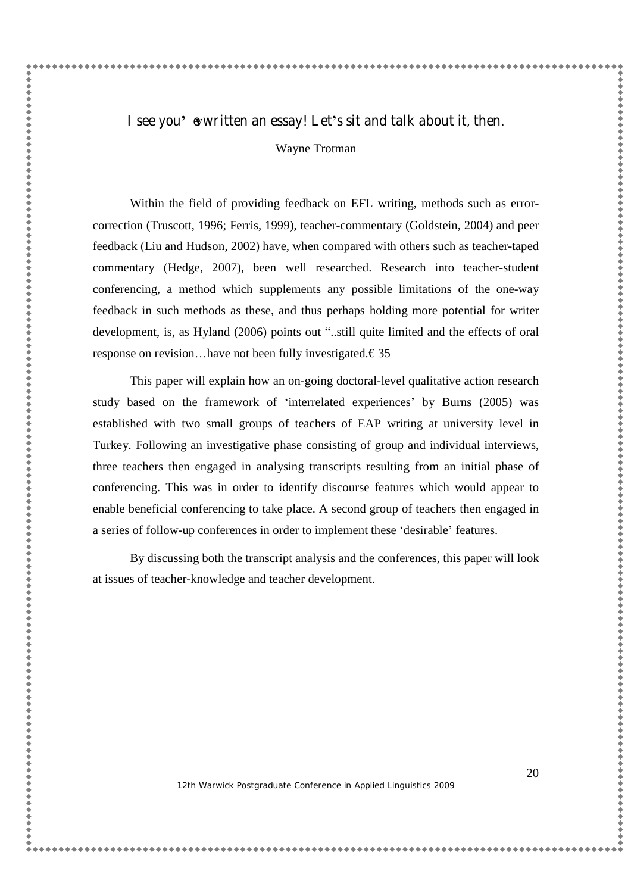# I see you' ve written an essay! Let's sit and talk about it, then.

Wayne Trotman

Within the field of providing feedback on EFL writing, methods such as error-correction (Truscott, 1996; Ferris, 1999), teacher-commentary (Goldstein, 2004) and peer feedback (Liu and Hudson, 2002) have, when compared with others such as teacher-taped commentary (Hedge, 2007), been well researched. Research into teacher-student conferencing, a method which supplements any possible limitations of the one-way feedback in such methods as these, and thus perhaps holding more potential for writer development, is, as Hyland (2006) points out "..still quite limited and the effects of oral response on revision…have not been fully investigated.€ 35

This paper will explain how an on-going doctoral-level qualitative action research study based on the framework of 'interrelated experiences' by Burns (2005) was established with two small groups of teachers of EAP writing at university level in Turkey. Following an investigative phase consisting of group and individual interviews, three teachers then engaged in analysing transcripts resulting from an initial phase of conferencing. This was in order to identify discourse features which would appear to enable beneficial conferencing to take place. A second group of teachers then engaged in a series of follow-up conferences in order to implement these 'desirable' features.

By discussing both the transcript analysis and the conferences, this paper will look at issues of teacher-knowledge and teacher development.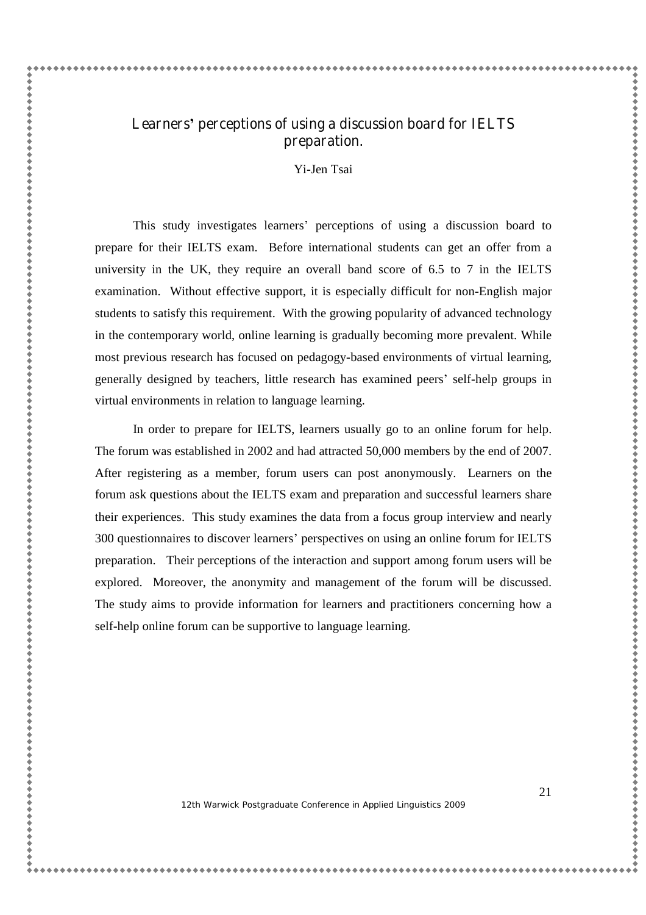# Learners' perceptions of using a discussion board for IELTS preparation.

Yi-Jen Tsai

This study investigates learners' perceptions of using a discussion board to prepare for their IELTS exam. Before international students can get an offer from a university in the UK, they require an overall band score of 6.5 to 7 in the IELTS examination. Without effective support, it is especially difficult for non-English major students to satisfy this requirement. With the growing popularity of advanced technology in the contemporary world, online learning is gradually becoming more prevalent. While most previous research has focused on pedagogy-based environments of virtual learning, generally designed by teachers, little research has examined peers' self-help groups in virtual environments in relation to language learning.

In order to prepare for IELTS, learners usually go to an online forum for help. The forum was established in 2002 and had attracted 50,000 members by the end of 2007. After registering as a member, forum users can post anonymously. Learners on the forum ask questions about the IELTS exam and preparation and successful learners share their experiences. This study examines the data from a focus group interview and nearly 300 questionnaires to discover learners' perspectives on using an online forum for IELTS preparation. Their perceptions of the interaction and support among forum users will be explored. Moreover, the anonymity and management of the forum will be discussed. The study aims to provide information for learners and practitioners concerning how a self-help online forum can be supportive to language learning.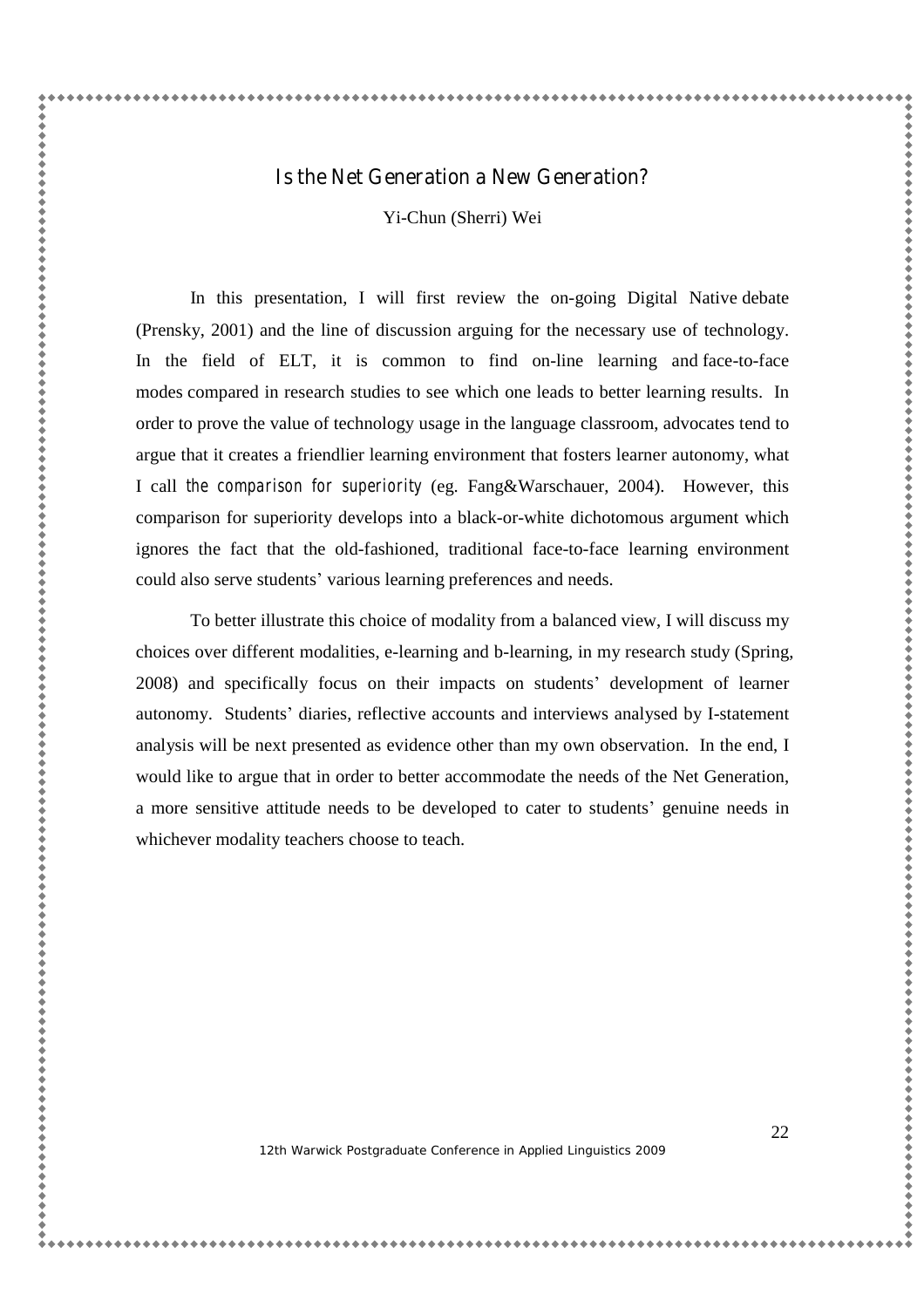## Is the Net Generation a New Generation?

Yi-Chun (Sherri) Wei

In this presentation, I will first review the on-going Digital Native debate (Prensky, 2001) and the line of discussion arguing for the necessary use of technology. In the field of ELT, it is common to find on-line learning and face-to-face modes compared in research studies to see which one leads to better learning results. In order to prove the value of technology usage in the language classroom, advocates tend to argue that it creates a friendlier learning environment that fosters learner autonomy, what I call *the comparison for superiority* (eg. Fang&Warschauer, 2004). However, this comparison for superiority develops into a black-or-white dichotomous argument which ignores the fact that the old-fashioned, traditional face-to-face learning environment could also serve students' various learning preferences and needs.

To better illustrate this choice of modality from a balanced view, I will discuss my choices over different modalities, e-learning and b-learning, in my research study (Spring, 2008) and specifically focus on their impacts on students' development of learner autonomy. Students' diaries, reflective accounts and interviews analysed by I-statement analysis will be next presented as evidence other than my own observation. In the end, I would like to argue that in order to better accommodate the needs of the Net Generation, a more sensitive attitude needs to be developed to cater to students' genuine needs in whichever modality teachers choose to teach.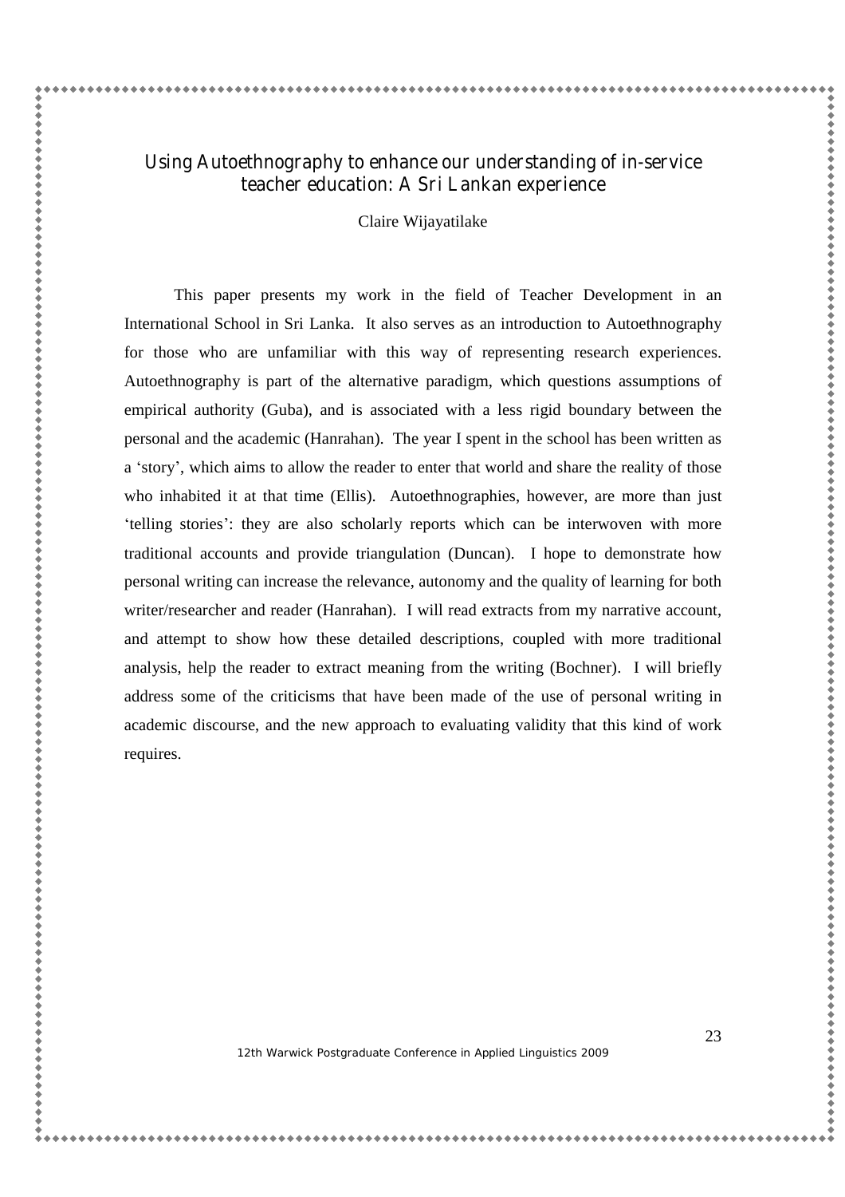# Using Autoethnography to enhance our understanding of in-service teacher education: A Sri Lankan experience

Claire Wijayatilake

This paper presents my work in the field of Teacher Development in an International School in Sri Lanka. It also serves as an introduction to Autoethnography for those who are unfamiliar with this way of representing research experiences. Autoethnography is part of the alternative paradigm, which questions assumptions of empirical authority (Guba), and is associated with a less rigid boundary between the personal and the academic (Hanrahan). The year I spent in the school has been written as a 'story', which aims to allow the reader to enter that world and share the reality of those who inhabited it at that time (Ellis). Autoethnographies, however, are more than just 'telling stories': they are also scholarly reports which can be interwoven with more traditional accounts and provide triangulation (Duncan). I hope to demonstrate how personal writing can increase the relevance, autonomy and the quality of learning for both writer/researcher and reader (Hanrahan). I will read extracts from my narrative account, and attempt to show how these detailed descriptions, coupled with more traditional analysis, help the reader to extract meaning from the writing (Bochner). I will briefly address some of the criticisms that have been made of the use of personal writing in academic discourse, and the new approach to evaluating validity that this kind of work requires.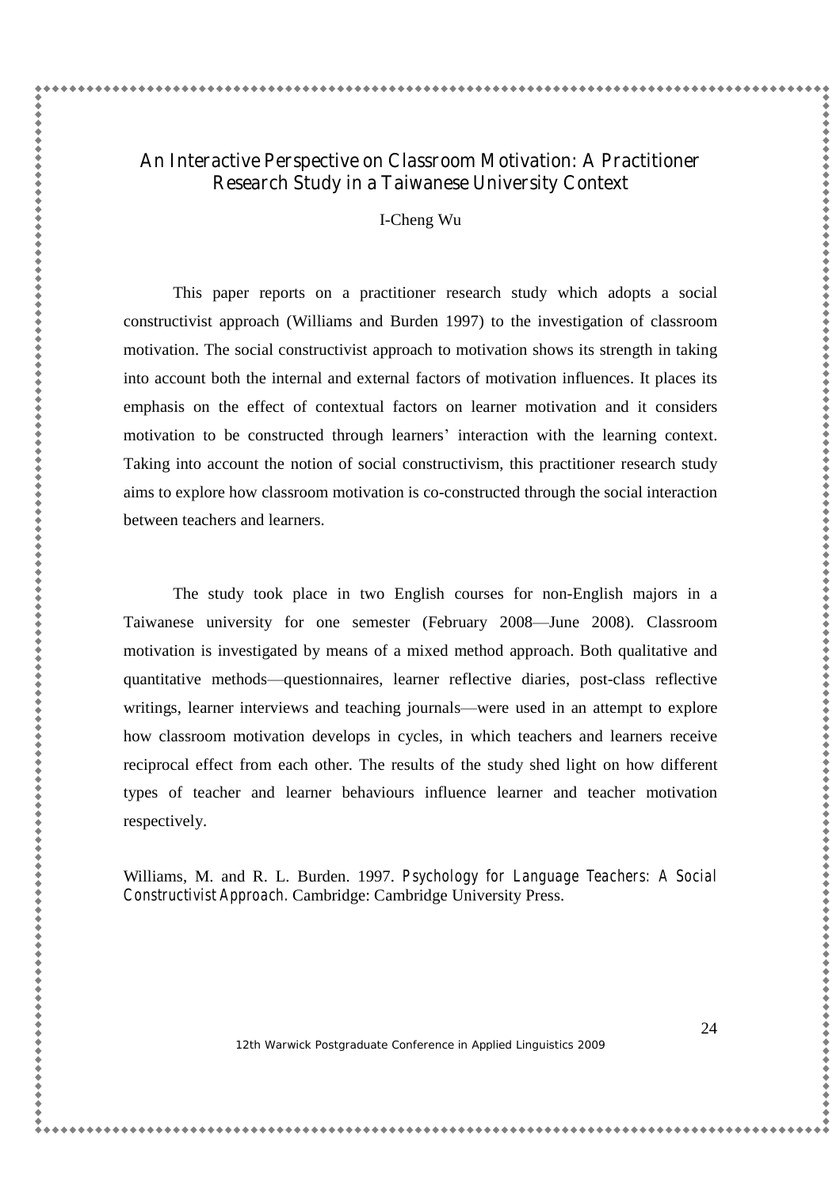# An Interactive Perspective on Classroom Motivation: A Practitioner Research Study in a Taiwanese University Context

I-Cheng Wu

This paper reports on a practitioner research study which adopts a social constructivist approach (Williams and Burden 1997) to the investigation of classroom motivation. The social constructivist approach to motivation shows its strength in taking into account both the internal and external factors of motivation influences. It places its emphasis on the effect of contextual factors on learner motivation and it considers motivation to be constructed through learners' interaction with the learning context. Taking into account the notion of social constructivism, this practitioner research study aims to explore how classroom motivation is co-constructed through the social interaction between teachers and learners.

The study took place in two English courses for non-English majors in a Taiwanese university for one semester (February 2008—June 2008). Classroom motivation is investigated by means of a mixed method approach. Both qualitative and quantitative methods—questionnaires, learner reflective diaries, post-class reflective writings, learner interviews and teaching journals—were used in an attempt to explore how classroom motivation develops in cycles, in which teachers and learners receive reciprocal effect from each other. The results of the study shed light on how different types of teacher and learner behaviours influence learner and teacher motivation respectively.

Williams, M. and R. L. Burden. 1997. *Psychology for Language Teachers: A Social Constructivist Approach.* Cambridge: Cambridge University Press.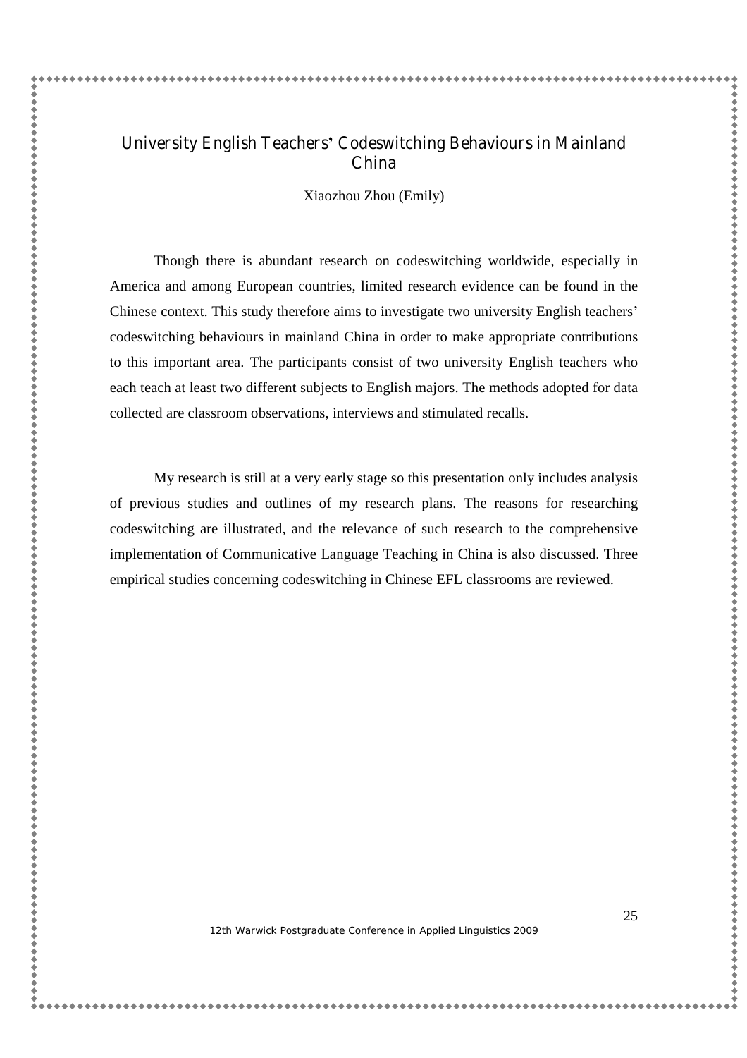# University English Teachers' Codeswitching Behaviours in Mainland China

Xiaozhou Zhou (Emily)

Though there is abundant research on codeswitching worldwide, especially in America and among European countries, limited research evidence can be found in the Chinese context. This study therefore aims to investigate two university English teachers' codeswitching behaviours in mainland China in order to make appropriate contributions to this important area. The participants consist of two university English teachers who each teach at least two different subjects to English majors. The methods adopted for data collected are classroom observations, interviews and stimulated recalls.

My research is still at a very early stage so this presentation only includes analysis of previous studies and outlines of my research plans. The reasons for researching codeswitching are illustrated, and the relevance of such research to the comprehensive implementation of Communicative Language Teaching in China is also discussed. Three empirical studies concerning codeswitching in Chinese EFL classrooms are reviewed.